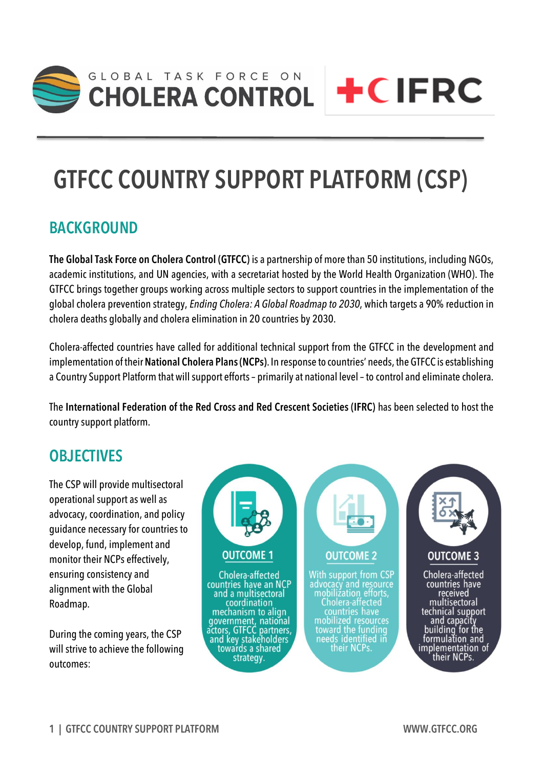# GTFCC COUNTRY SUPPORT PLATFORM (CSP)

## BACKGROUND

**The Global Task Force on Cholera Control (GTFCC)** is a partnership of more than 50 institutions, including NGOs, academic institutions, and UN agencies, with a secretariat hosted by the World Health Organization (WHO). The GTFCC brings together groups working across multiple sectors to support countries in the implementation of the global cholera prevention strategy, *Ending Cholera: A Global Roadmap to 2030*, which targets a 90% reduction in cholera deaths globally and cholera elimination in 20 countries by 2030.

Cholera-affected countries have called for additional technical support from the GTFCC in the development and implementation of their **National Cholera Plans (NCPs)**. In response to countries' needs, the GTFCC is establishing a Country Support Platform that will support efforts – primarily at national level – to control and eliminate cholera.

The **International Federation of the Red Cross and Red Crescent Societies (IFRC)** has been selected to host the country support platform.

## OBJECTIVES

The CSP will provide multisectoral operational support as well as advocacy, coordination, and policy guidance necessary for countries to develop, fund, implement and monitor their NCPs effectively, ensuring consistency and alignment with the Global Roadmap.

During the coming years, the CSP will strive to achieve the following outcomes:

**OUTCOME 1**

Cholera-affected countries have an NCP and a multisectoral coordination mechanism to align government, national actors, GTFCC partners, and key stakeholders towards a shared strategy.

**OUTCOME 2**

With support from CSP advocacy and resource mobilization efforts, Cholera-affected countries have mobilized resources toward the funding needs identified in their NCPs.

**OUTCOME 3**

Cholera-affected countries have received multisectoral technical support and capacity building for the formulation and implementation of their NCPs.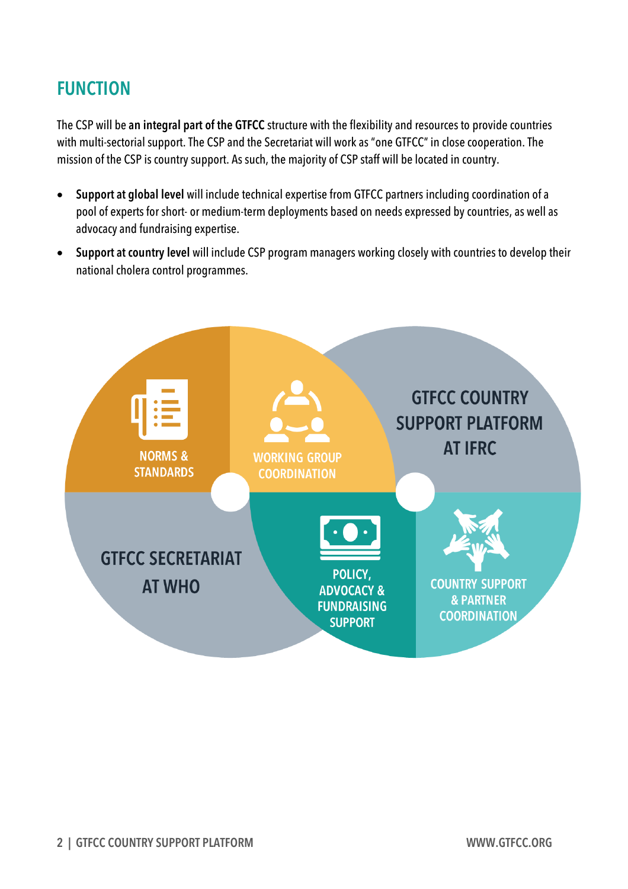## FUNCTION

The CSP will be **an integral part of the GTFCC** structure with the flexibility and resources to provide countries with multi-sectorial support. The CSP and the Secretariat will work as "one GTFCC" in close cooperation. The mission of the CSP is country support. As such, the majority of CSP staff will be located in country.

- **Support at global level** will include technical expertise from GTFCC partners including coordination of a pool of experts for short- or medium-term deployments based on needs expressed by countries, as well as advocacy and fundraising expertise.
- **Support at country level** will include CSP program managers working closely with countries to develop their national cholera control programmes.

NORMS & STANDARDS

WORKING GROUP COORDINATION

GTFCC COUNTRY SUPPORT PLATFORM AT IFRC

GTFCC SECRETARIAT AT WHO

POLICY, ADVOCACY & FUNDRAISING SUPPORT

COUNTRY SUPPORT & PARTNER COORDINATION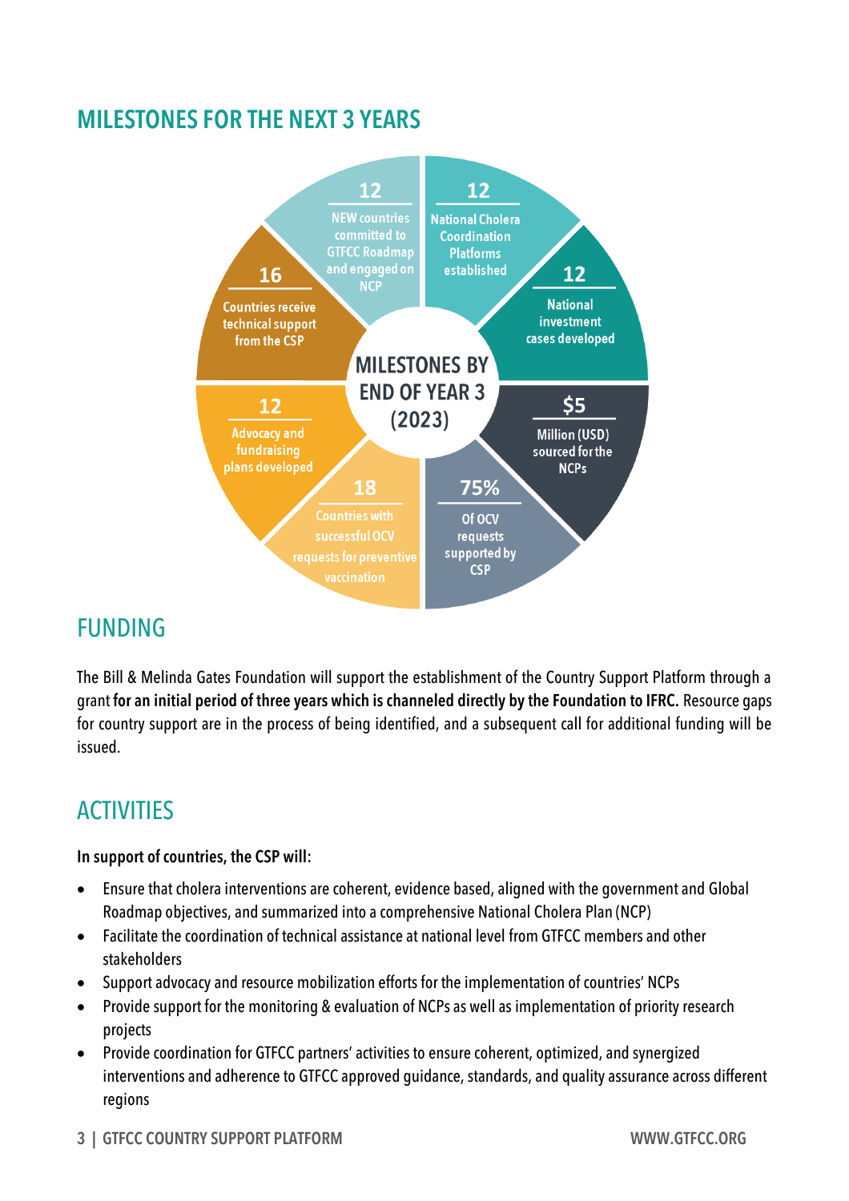## MILESTONES FOR THE NEXT 3 YEARS

**MILESTONES BY END OF YEAR 3 (2023)**

- **12** NEW countries committed to GTFCC Roadmap and engaged on NCP
- **12** National Cholera Coordination Platforms established
- **12** National investment cases developed
- **$5** Million (USD) sourced for the NCPs
- **75%** Of OCV requests supported by CSP
- **18** Countries with successful OCV requests for preventive vaccination
- **12** Advocacy and fundraising plans developed
- **16** Countries receive technical support from the CSP

## FUNDING

The Bill & Melinda Gates Foundation will support the establishment of the Country Support Platform through a grant **for an initial period of three years which is channeled directly by the Foundation to IFRC.** Resource gaps for country support are in the process of being identified, and a subsequent call for additional funding will be issued.

## ACTIVITIES

**In support of countries, the CSP will:**

- Ensure that cholera interventions are coherent, evidence based, aligned with the government and Global Roadmap objectives, and summarized into a comprehensive National Cholera Plan (NCP)
- Facilitate the coordination of technical assistance at national level from GTFCC members and other stakeholders
- Support advocacy and resource mobilization efforts for the implementation of countries' NCPs
- Provide support for the monitoring & evaluation of NCPs as well as implementation of priority research projects
- Provide coordination for GTFCC partners' activities to ensure coherent, optimized, and synergized interventions and adherence to GTFCC approved guidance, standards, and quality assurance across different regions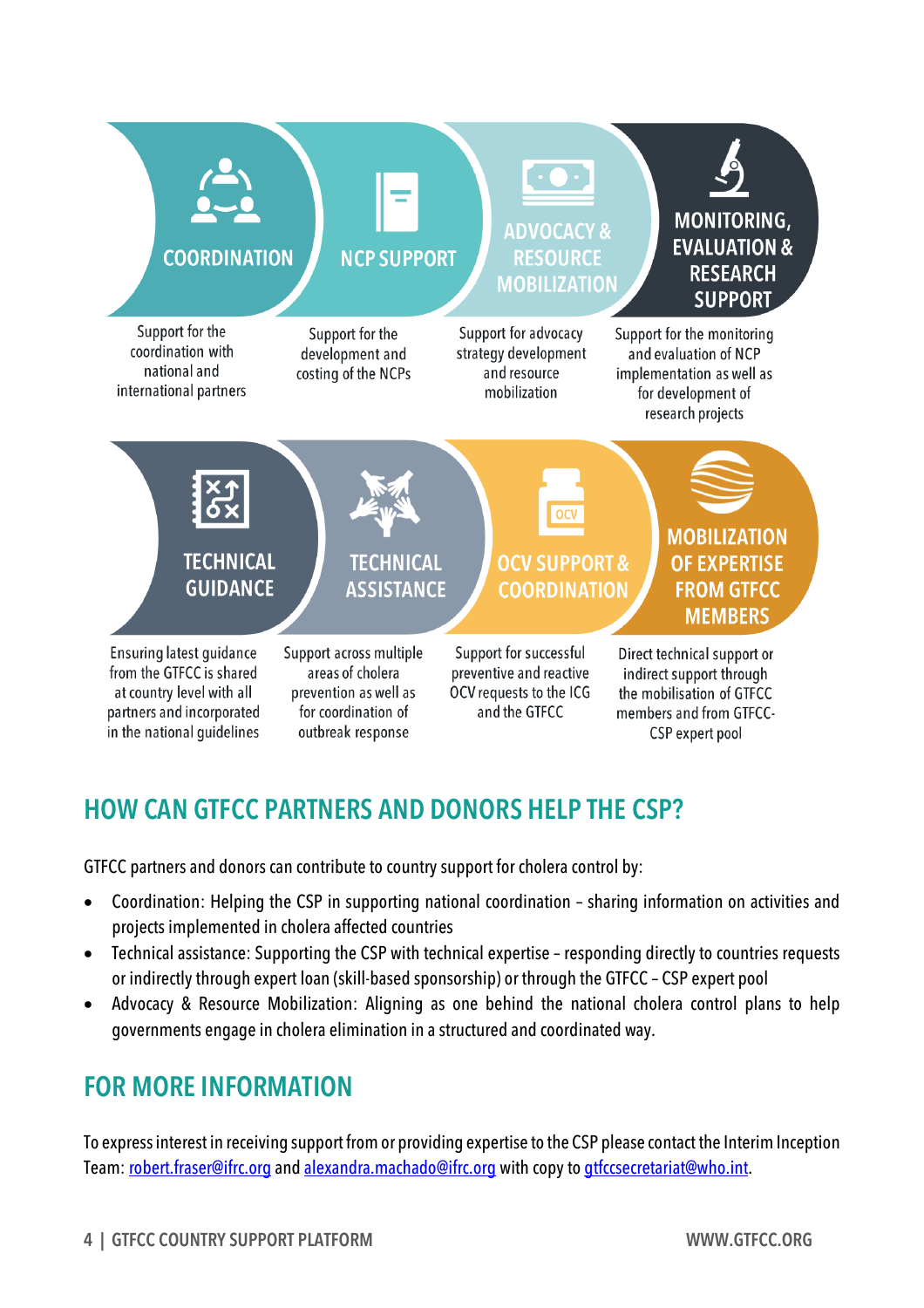**COORDINATION**

Support for the coordination with national and international partners

**NCP SUPPORT**

Support for the development and costing of the NCPs

**ADVOCACY & RESOURCE MOBILIZATION**

Support for advocacy strategy development and resource mobilization

**MONITORING, EVALUATION & RESEARCH SUPPORT**

Support for the monitoring and evaluation of NCP implementation as well as for development of research projects

**TECHNICAL GUIDANCE**

Ensuring latest guidance from the GTFCC is shared at country level with all partners and incorporated in the national guidelines

**TECHNICAL ASSISTANCE**

Support across multiple areas of cholera prevention as well as for coordination of outbreak response

**OCV SUPPORT & COORDINATION**

Support for successful preventive and reactive OCV requests to the ICG and the GTFCC

**MOBILIZATION OF EXPERTISE FROM GTFCC MEMBERS**

Direct technical support or indirect support through the mobilisation of GTFCC members and from GTFCC-CSP expert pool

## HOW CAN GTFCC PARTNERS AND DONORS HELP THE CSP?

GTFCC partners and donors can contribute to country support for cholera control by:

- Coordination: Helping the CSP in supporting national coordination – sharing information on activities and projects implemented in cholera affected countries
- Technical assistance: Supporting the CSP with technical expertise – responding directly to countries requests or indirectly through expert loan (skill-based sponsorship) or through the GTFCC – CSP expert pool
- Advocacy & Resource Mobilization: Aligning as one behind the national cholera control plans to help governments engage in cholera elimination in a structured and coordinated way.

## FOR MORE INFORMATION

To express interest in receiving support from or providing expertise to the CSP please contact the Interim Inception Team: robert.fraser@ifrc.org and alexandra.machado@ifrc.org with copy to gtfccsecretariat@who.int.